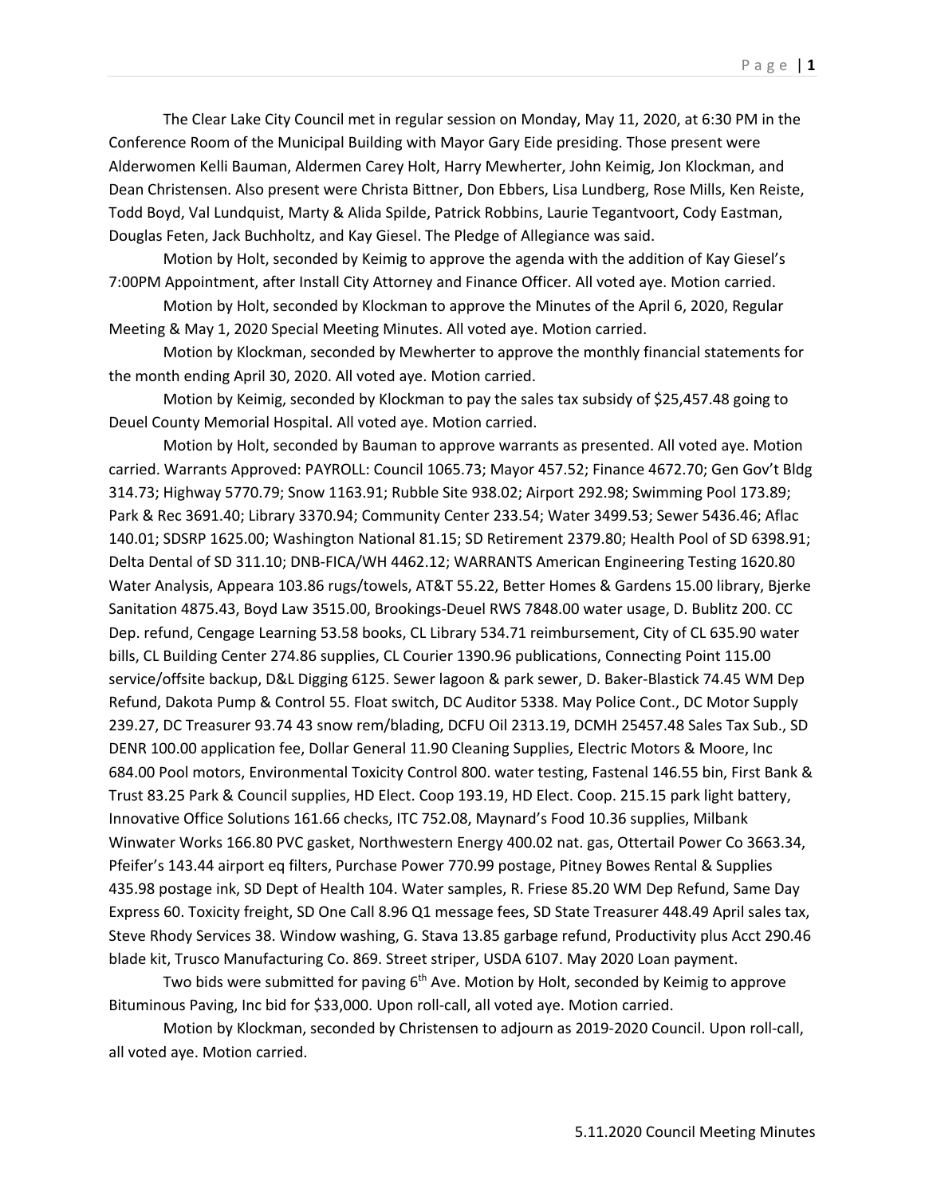The Clear Lake City Council met in regular session on Monday, May 11, 2020, at 6:30 PM in the Conference Room of the Municipal Building with Mayor Gary Eide presiding. Those present were Alderwomen Kelli Bauman, Aldermen Carey Holt, Harry Mewherter, John Keimig, Jon Klockman, and Dean Christensen. Also present were Christa Bittner, Don Ebbers, Lisa Lundberg, Rose Mills, Ken Reiste, Todd Boyd, Val Lundquist, Marty & Alida Spilde, Patrick Robbins, Laurie Tegantvoort, Cody Eastman, Douglas Feten, Jack Buchholtz, and Kay Giesel. The Pledge of Allegiance was said.

Motion by Holt, seconded by Keimig to approve the agenda with the addition of Kay Giesel's 7:00PM Appointment, after Install City Attorney and Finance Officer. All voted aye. Motion carried.

Motion by Holt, seconded by Klockman to approve the Minutes of the April 6, 2020, Regular Meeting & May 1, 2020 Special Meeting Minutes. All voted aye. Motion carried.

Motion by Klockman, seconded by Mewherter to approve the monthly financial statements for the month ending April 30, 2020. All voted aye. Motion carried.

Motion by Keimig, seconded by Klockman to pay the sales tax subsidy of $25,457.48 going to Deuel County Memorial Hospital. All voted aye. Motion carried.

Motion by Holt, seconded by Bauman to approve warrants as presented. All voted aye. Motion carried. Warrants Approved: PAYROLL: Council 1065.73; Mayor 457.52; Finance 4672.70; Gen Gov't Bldg 314.73; Highway 5770.79; Snow 1163.91; Rubble Site 938.02; Airport 292.98; Swimming Pool 173.89; Park & Rec 3691.40; Library 3370.94; Community Center 233.54; Water 3499.53; Sewer 5436.46; Aflac 140.01; SDSRP 1625.00; Washington National 81.15; SD Retirement 2379.80; Health Pool of SD 6398.91; Delta Dental of SD 311.10; DNB-FICA/WH 4462.12; WARRANTS American Engineering Testing 1620.80 Water Analysis, Appeara 103.86 rugs/towels, AT&T 55.22, Better Homes & Gardens 15.00 library, Bjerke Sanitation 4875.43, Boyd Law 3515.00, Brookings-Deuel RWS 7848.00 water usage, D. Bublitz 200. CC Dep. refund, Cengage Learning 53.58 books, CL Library 534.71 reimbursement, City of CL 635.90 water bills, CL Building Center 274.86 supplies, CL Courier 1390.96 publications, Connecting Point 115.00 service/offsite backup, D&L Digging 6125. Sewer lagoon & park sewer, D. Baker-Blastick 74.45 WM Dep Refund, Dakota Pump & Control 55. Float switch, DC Auditor 5338. May Police Cont., DC Motor Supply 239.27, DC Treasurer 93.74 43 snow rem/blading, DCFU Oil 2313.19, DCMH 25457.48 Sales Tax Sub., SD DENR 100.00 application fee, Dollar General 11.90 Cleaning Supplies, Electric Motors & Moore, Inc 684.00 Pool motors, Environmental Toxicity Control 800. water testing, Fastenal 146.55 bin, First Bank & Trust 83.25 Park & Council supplies, HD Elect. Coop 193.19, HD Elect. Coop. 215.15 park light battery, Innovative Office Solutions 161.66 checks, ITC 752.08, Maynard's Food 10.36 supplies, Milbank Winwater Works 166.80 PVC gasket, Northwestern Energy 400.02 nat. gas, Ottertail Power Co 3663.34, Pfeifer's 143.44 airport eq filters, Purchase Power 770.99 postage, Pitney Bowes Rental & Supplies 435.98 postage ink, SD Dept of Health 104. Water samples, R. Friese 85.20 WM Dep Refund, Same Day Express 60. Toxicity freight, SD One Call 8.96 Q1 message fees, SD State Treasurer 448.49 April sales tax, Steve Rhody Services 38. Window washing, G. Stava 13.85 garbage refund, Productivity plus Acct 290.46 blade kit, Trusco Manufacturing Co. 869. Street striper, USDA 6107. May 2020 Loan payment.

Two bids were submitted for paving 6th Ave. Motion by Holt, seconded by Keimig to approve Bituminous Paving, Inc bid for $33,000. Upon roll-call, all voted aye. Motion carried.

Motion by Klockman, seconded by Christensen to adjourn as 2019-2020 Council. Upon roll-call, all voted aye. Motion carried.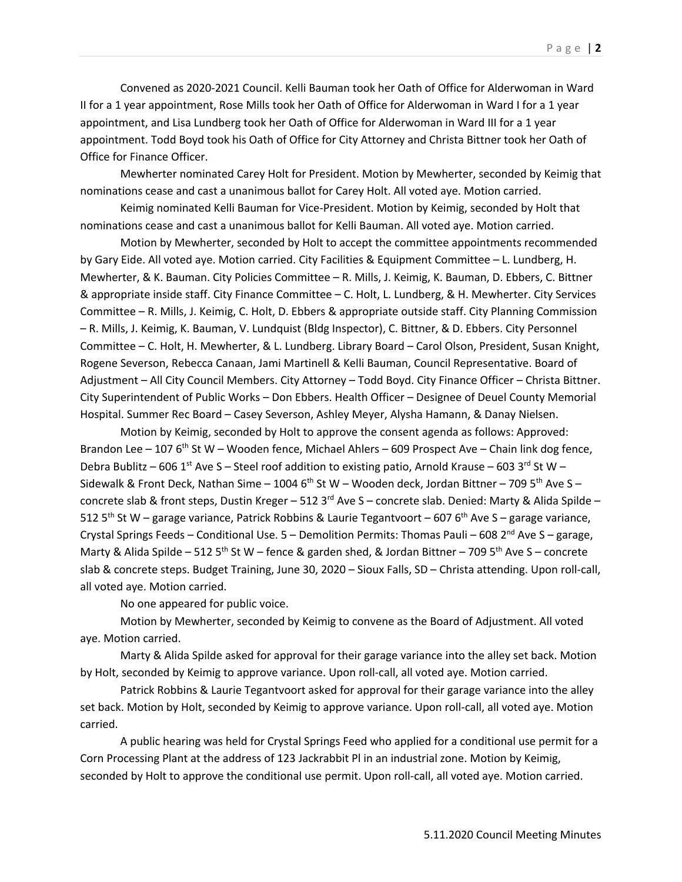Convened as 2020-2021 Council. Kelli Bauman took her Oath of Office for Alderwoman in Ward II for a 1 year appointment, Rose Mills took her Oath of Office for Alderwoman in Ward I for a 1 year appointment, and Lisa Lundberg took her Oath of Office for Alderwoman in Ward III for a 1 year appointment. Todd Boyd took his Oath of Office for City Attorney and Christa Bittner took her Oath of Office for Finance Officer.

Mewherter nominated Carey Holt for President. Motion by Mewherter, seconded by Keimig that nominations cease and cast a unanimous ballot for Carey Holt. All voted aye. Motion carried.

Keimig nominated Kelli Bauman for Vice-President. Motion by Keimig, seconded by Holt that nominations cease and cast a unanimous ballot for Kelli Bauman. All voted aye. Motion carried.

Motion by Mewherter, seconded by Holt to accept the committee appointments recommended by Gary Eide. All voted aye. Motion carried. City Facilities & Equipment Committee – L. Lundberg, H. Mewherter, & K. Bauman. City Policies Committee – R. Mills, J. Keimig, K. Bauman, D. Ebbers, C. Bittner & appropriate inside staff. City Finance Committee – C. Holt, L. Lundberg, & H. Mewherter. City Services Committee – R. Mills, J. Keimig, C. Holt, D. Ebbers & appropriate outside staff. City Planning Commission – R. Mills, J. Keimig, K. Bauman, V. Lundquist (Bldg Inspector), C. Bittner, & D. Ebbers. City Personnel Committee – C. Holt, H. Mewherter, & L. Lundberg. Library Board – Carol Olson, President, Susan Knight, Rogene Severson, Rebecca Canaan, Jami Martinell & Kelli Bauman, Council Representative. Board of Adjustment – All City Council Members. City Attorney – Todd Boyd. City Finance Officer – Christa Bittner. City Superintendent of Public Works – Don Ebbers. Health Officer – Designee of Deuel County Memorial Hospital. Summer Rec Board – Casey Severson, Ashley Meyer, Alysha Hamann, & Danay Nielsen.

Motion by Keimig, seconded by Holt to approve the consent agenda as follows: Approved: Brandon Lee – 107 6th St W – Wooden fence, Michael Ahlers – 609 Prospect Ave – Chain link dog fence, Debra Bublitz – 606 1st Ave S – Steel roof addition to existing patio, Arnold Krause – 603 3rd St W – Sidewalk & Front Deck, Nathan Sime – 1004 6th St W – Wooden deck, Jordan Bittner – 709 5th Ave S – concrete slab & front steps, Dustin Kreger – 512 3rd Ave S – concrete slab. Denied: Marty & Alida Spilde – 512 5th St W – garage variance, Patrick Robbins & Laurie Tegantvoort – 607 6th Ave S – garage variance, Crystal Springs Feeds – Conditional Use. 5 – Demolition Permits: Thomas Pauli – 608 2nd Ave S – garage, Marty & Alida Spilde – 512 5th St W – fence & garden shed, & Jordan Bittner – 709 5th Ave S – concrete slab & concrete steps. Budget Training, June 30, 2020 – Sioux Falls, SD – Christa attending. Upon roll-call, all voted aye. Motion carried.

No one appeared for public voice.

Motion by Mewherter, seconded by Keimig to convene as the Board of Adjustment. All voted aye. Motion carried.

Marty & Alida Spilde asked for approval for their garage variance into the alley set back. Motion by Holt, seconded by Keimig to approve variance. Upon roll-call, all voted aye. Motion carried.

Patrick Robbins & Laurie Tegantvoort asked for approval for their garage variance into the alley set back. Motion by Holt, seconded by Keimig to approve variance. Upon roll-call, all voted aye. Motion carried.

A public hearing was held for Crystal Springs Feed who applied for a conditional use permit for a Corn Processing Plant at the address of 123 Jackrabbit Pl in an industrial zone. Motion by Keimig, seconded by Holt to approve the conditional use permit. Upon roll-call, all voted aye. Motion carried.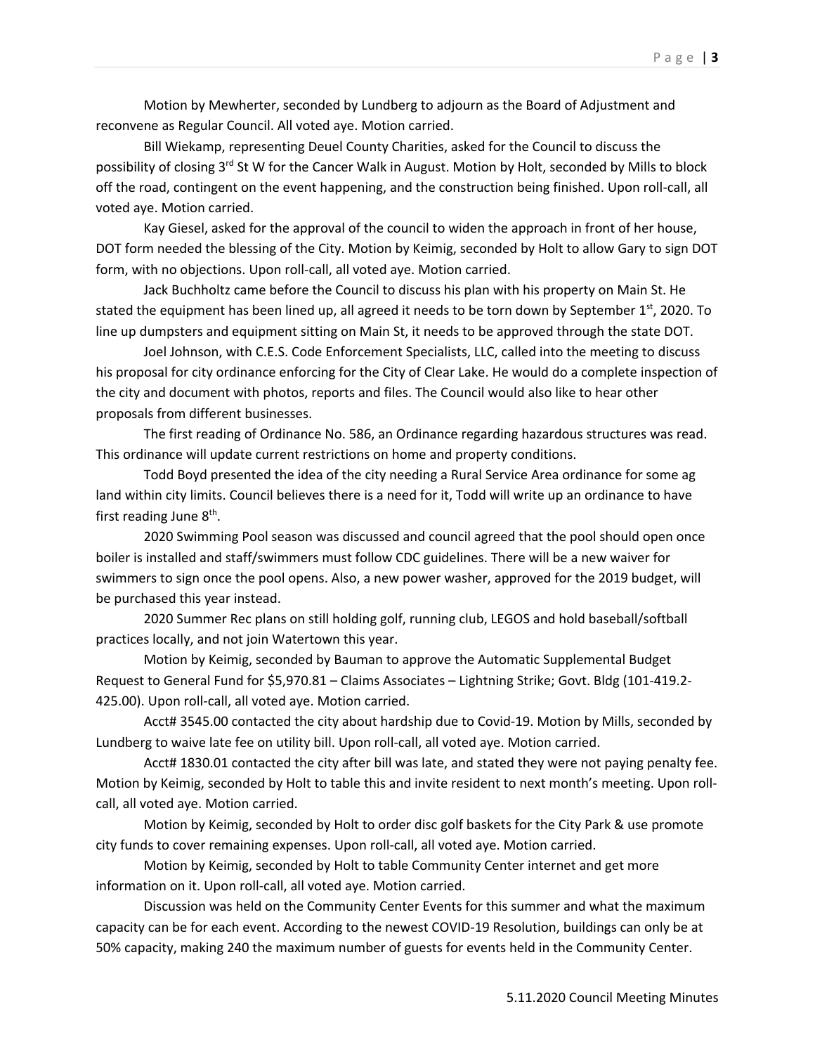Motion by Mewherter, seconded by Lundberg to adjourn as the Board of Adjustment and reconvene as Regular Council. All voted aye. Motion carried.

Bill Wiekamp, representing Deuel County Charities, asked for the Council to discuss the possibility of closing 3rd St W for the Cancer Walk in August. Motion by Holt, seconded by Mills to block off the road, contingent on the event happening, and the construction being finished. Upon roll-call, all voted aye. Motion carried.

Kay Giesel, asked for the approval of the council to widen the approach in front of her house, DOT form needed the blessing of the City. Motion by Keimig, seconded by Holt to allow Gary to sign DOT form, with no objections. Upon roll-call, all voted aye. Motion carried.

Jack Buchholtz came before the Council to discuss his plan with his property on Main St. He stated the equipment has been lined up, all agreed it needs to be torn down by September 1st, 2020. To line up dumpsters and equipment sitting on Main St, it needs to be approved through the state DOT.

Joel Johnson, with C.E.S. Code Enforcement Specialists, LLC, called into the meeting to discuss his proposal for city ordinance enforcing for the City of Clear Lake. He would do a complete inspection of the city and document with photos, reports and files. The Council would also like to hear other proposals from different businesses.

The first reading of Ordinance No. 586, an Ordinance regarding hazardous structures was read. This ordinance will update current restrictions on home and property conditions.

Todd Boyd presented the idea of the city needing a Rural Service Area ordinance for some ag land within city limits. Council believes there is a need for it, Todd will write up an ordinance to have first reading June 8th.

2020 Swimming Pool season was discussed and council agreed that the pool should open once boiler is installed and staff/swimmers must follow CDC guidelines. There will be a new waiver for swimmers to sign once the pool opens. Also, a new power washer, approved for the 2019 budget, will be purchased this year instead.

2020 Summer Rec plans on still holding golf, running club, LEGOS and hold baseball/softball practices locally, and not join Watertown this year.

Motion by Keimig, seconded by Bauman to approve the Automatic Supplemental Budget Request to General Fund for $5,970.81 – Claims Associates – Lightning Strike; Govt. Bldg (101-419.2-425.00). Upon roll-call, all voted aye. Motion carried.

Acct# 3545.00 contacted the city about hardship due to Covid-19. Motion by Mills, seconded by Lundberg to waive late fee on utility bill. Upon roll-call, all voted aye. Motion carried.

Acct# 1830.01 contacted the city after bill was late, and stated they were not paying penalty fee. Motion by Keimig, seconded by Holt to table this and invite resident to next month's meeting. Upon roll-call, all voted aye. Motion carried.

Motion by Keimig, seconded by Holt to order disc golf baskets for the City Park & use promote city funds to cover remaining expenses. Upon roll-call, all voted aye. Motion carried.

Motion by Keimig, seconded by Holt to table Community Center internet and get more information on it. Upon roll-call, all voted aye. Motion carried.

Discussion was held on the Community Center Events for this summer and what the maximum capacity can be for each event. According to the newest COVID-19 Resolution, buildings can only be at 50% capacity, making 240 the maximum number of guests for events held in the Community Center.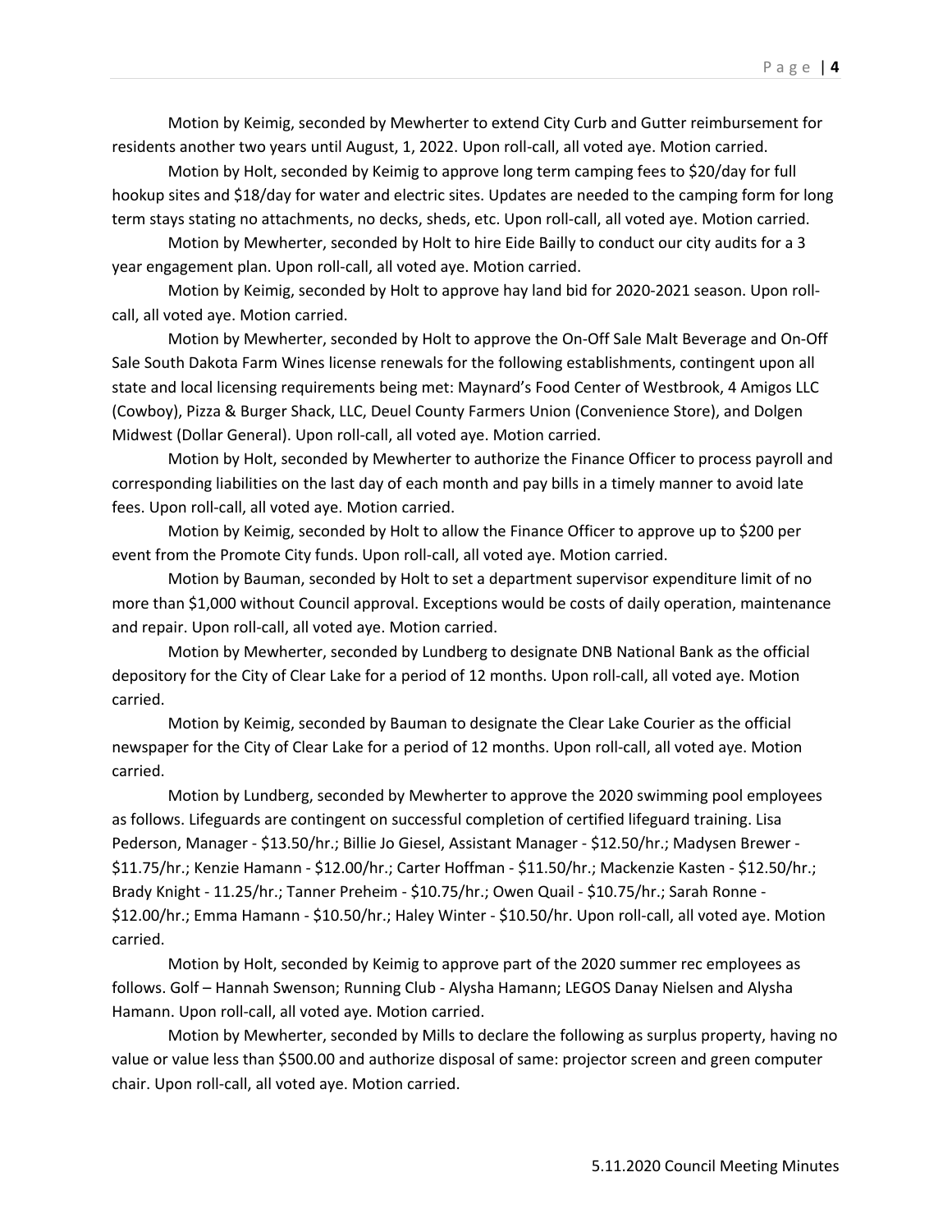Motion by Keimig, seconded by Mewherter to extend City Curb and Gutter reimbursement for residents another two years until August, 1, 2022. Upon roll-call, all voted aye. Motion carried.

Motion by Holt, seconded by Keimig to approve long term camping fees to $20/day for full hookup sites and $18/day for water and electric sites. Updates are needed to the camping form for long term stays stating no attachments, no decks, sheds, etc. Upon roll-call, all voted aye. Motion carried.

Motion by Mewherter, seconded by Holt to hire Eide Bailly to conduct our city audits for a 3 year engagement plan. Upon roll-call, all voted aye. Motion carried.

Motion by Keimig, seconded by Holt to approve hay land bid for 2020-2021 season. Upon roll-call, all voted aye. Motion carried.

Motion by Mewherter, seconded by Holt to approve the On-Off Sale Malt Beverage and On-Off Sale South Dakota Farm Wines license renewals for the following establishments, contingent upon all state and local licensing requirements being met: Maynard's Food Center of Westbrook, 4 Amigos LLC (Cowboy), Pizza & Burger Shack, LLC, Deuel County Farmers Union (Convenience Store), and Dolgen Midwest (Dollar General). Upon roll-call, all voted aye. Motion carried.

Motion by Holt, seconded by Mewherter to authorize the Finance Officer to process payroll and corresponding liabilities on the last day of each month and pay bills in a timely manner to avoid late fees. Upon roll-call, all voted aye. Motion carried.

Motion by Keimig, seconded by Holt to allow the Finance Officer to approve up to $200 per event from the Promote City funds. Upon roll-call, all voted aye. Motion carried.

Motion by Bauman, seconded by Holt to set a department supervisor expenditure limit of no more than $1,000 without Council approval. Exceptions would be costs of daily operation, maintenance and repair. Upon roll-call, all voted aye. Motion carried.

Motion by Mewherter, seconded by Lundberg to designate DNB National Bank as the official depository for the City of Clear Lake for a period of 12 months. Upon roll-call, all voted aye. Motion carried.

Motion by Keimig, seconded by Bauman to designate the Clear Lake Courier as the official newspaper for the City of Clear Lake for a period of 12 months. Upon roll-call, all voted aye. Motion carried.

Motion by Lundberg, seconded by Mewherter to approve the 2020 swimming pool employees as follows. Lifeguards are contingent on successful completion of certified lifeguard training. Lisa Pederson, Manager - $13.50/hr.; Billie Jo Giesel, Assistant Manager - $12.50/hr.; Madysen Brewer - $11.75/hr.; Kenzie Hamann - $12.00/hr.; Carter Hoffman - $11.50/hr.; Mackenzie Kasten - $12.50/hr.; Brady Knight - 11.25/hr.; Tanner Preheim - $10.75/hr.; Owen Quail - $10.75/hr.; Sarah Ronne - $12.00/hr.; Emma Hamann - $10.50/hr.; Haley Winter - $10.50/hr. Upon roll-call, all voted aye. Motion carried.

Motion by Holt, seconded by Keimig to approve part of the 2020 summer rec employees as follows. Golf – Hannah Swenson; Running Club - Alysha Hamann; LEGOS Danay Nielsen and Alysha Hamann. Upon roll-call, all voted aye. Motion carried.

Motion by Mewherter, seconded by Mills to declare the following as surplus property, having no value or value less than $500.00 and authorize disposal of same: projector screen and green computer chair. Upon roll-call, all voted aye. Motion carried.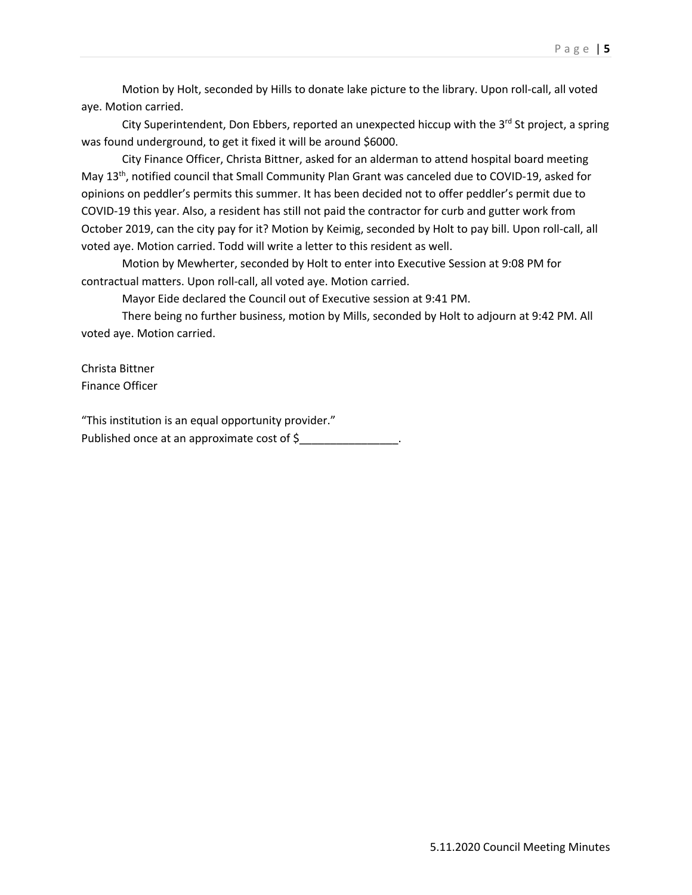Motion by Holt, seconded by Hills to donate lake picture to the library. Upon roll-call, all voted aye. Motion carried.

City Superintendent, Don Ebbers, reported an unexpected hiccup with the 3rd St project, a spring was found underground, to get it fixed it will be around $6000.

City Finance Officer, Christa Bittner, asked for an alderman to attend hospital board meeting May 13th, notified council that Small Community Plan Grant was canceled due to COVID-19, asked for opinions on peddler's permits this summer. It has been decided not to offer peddler's permit due to COVID-19 this year. Also, a resident has still not paid the contractor for curb and gutter work from October 2019, can the city pay for it? Motion by Keimig, seconded by Holt to pay bill. Upon roll-call, all voted aye. Motion carried. Todd will write a letter to this resident as well.

Motion by Mewherter, seconded by Holt to enter into Executive Session at 9:08 PM for contractual matters. Upon roll-call, all voted aye. Motion carried.

Mayor Eide declared the Council out of Executive session at 9:41 PM.

There being no further business, motion by Mills, seconded by Holt to adjourn at 9:42 PM. All voted aye. Motion carried.

Christa Bittner
Finance Officer

"This institution is an equal opportunity provider."
Published once at an approximate cost of $________________.